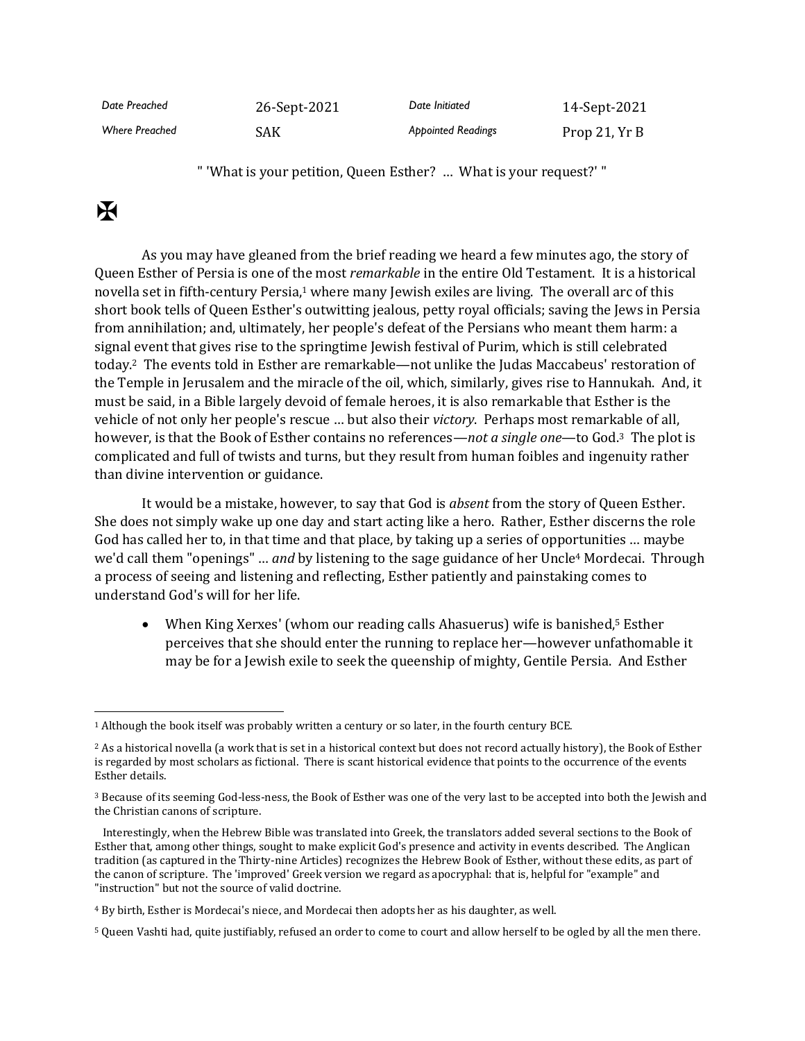| Date Preached | 26-Sept-2021 | Date Initiated | 14-Sept-2021 |
|---|---|---|---|
| Where Preached | SAK | Appointed Readings | Prop 21, Yr B |

" 'What is your petition, Queen Esther? … What is your request?' "

✠

As you may have gleaned from the brief reading we heard a few minutes ago, the story of Queen Esther of Persia is one of the most *remarkable* in the entire Old Testament. It is a historical novella set in fifth-century Persia,[1] where many Jewish exiles are living. The overall arc of this short book tells of Queen Esther's outwitting jealous, petty royal officials; saving the Jews in Persia from annihilation; and, ultimately, her people's defeat of the Persians who meant them harm: a signal event that gives rise to the springtime Jewish festival of Purim, which is still celebrated today.[2] The events told in Esther are remarkable—not unlike the Judas Maccabeus' restoration of the Temple in Jerusalem and the miracle of the oil, which, similarly, gives rise to Hannukah. And, it must be said, in a Bible largely devoid of female heroes, it is also remarkable that Esther is the vehicle of not only her people's rescue … but also their *victory*. Perhaps most remarkable of all, however, is that the Book of Esther contains no references—*not a single one*—to God.[3] The plot is complicated and full of twists and turns, but they result from human foibles and ingenuity rather than divine intervention or guidance.

It would be a mistake, however, to say that God is *absent* from the story of Queen Esther. She does not simply wake up one day and start acting like a hero. Rather, Esther discerns the role God has called her to, in that time and that place, by taking up a series of opportunities … maybe we'd call them "openings" … *and* by listening to the sage guidance of her Uncle[4] Mordecai. Through a process of seeing and listening and reflecting, Esther patiently and painstaking comes to understand God's will for her life.

- When King Xerxes' (whom our reading calls Ahasuerus) wife is banished,[5] Esther perceives that she should enter the running to replace her—however unfathomable it may be for a Jewish exile to seek the queenship of mighty, Gentile Persia. And Esther

---

[1] Although the book itself was probably written a century or so later, in the fourth century BCE.

[2] As a historical novella (a work that is set in a historical context but does not record actually history), the Book of Esther is regarded by most scholars as fictional. There is scant historical evidence that points to the occurrence of the events Esther details.

[3] Because of its seeming God-less-ness, the Book of Esther was one of the very last to be accepted into both the Jewish and the Christian canons of scripture.

Interestingly, when the Hebrew Bible was translated into Greek, the translators added several sections to the Book of Esther that, among other things, sought to make explicit God's presence and activity in events described. The Anglican tradition (as captured in the Thirty-nine Articles) recognizes the Hebrew Book of Esther, without these edits, as part of the canon of scripture. The 'improved' Greek version we regard as apocryphal: that is, helpful for "example" and "instruction" but not the source of valid doctrine.

[4] By birth, Esther is Mordecai's niece, and Mordecai then adopts her as his daughter, as well.

[5] Queen Vashti had, quite justifiably, refused an order to come to court and allow herself to be ogled by all the men there.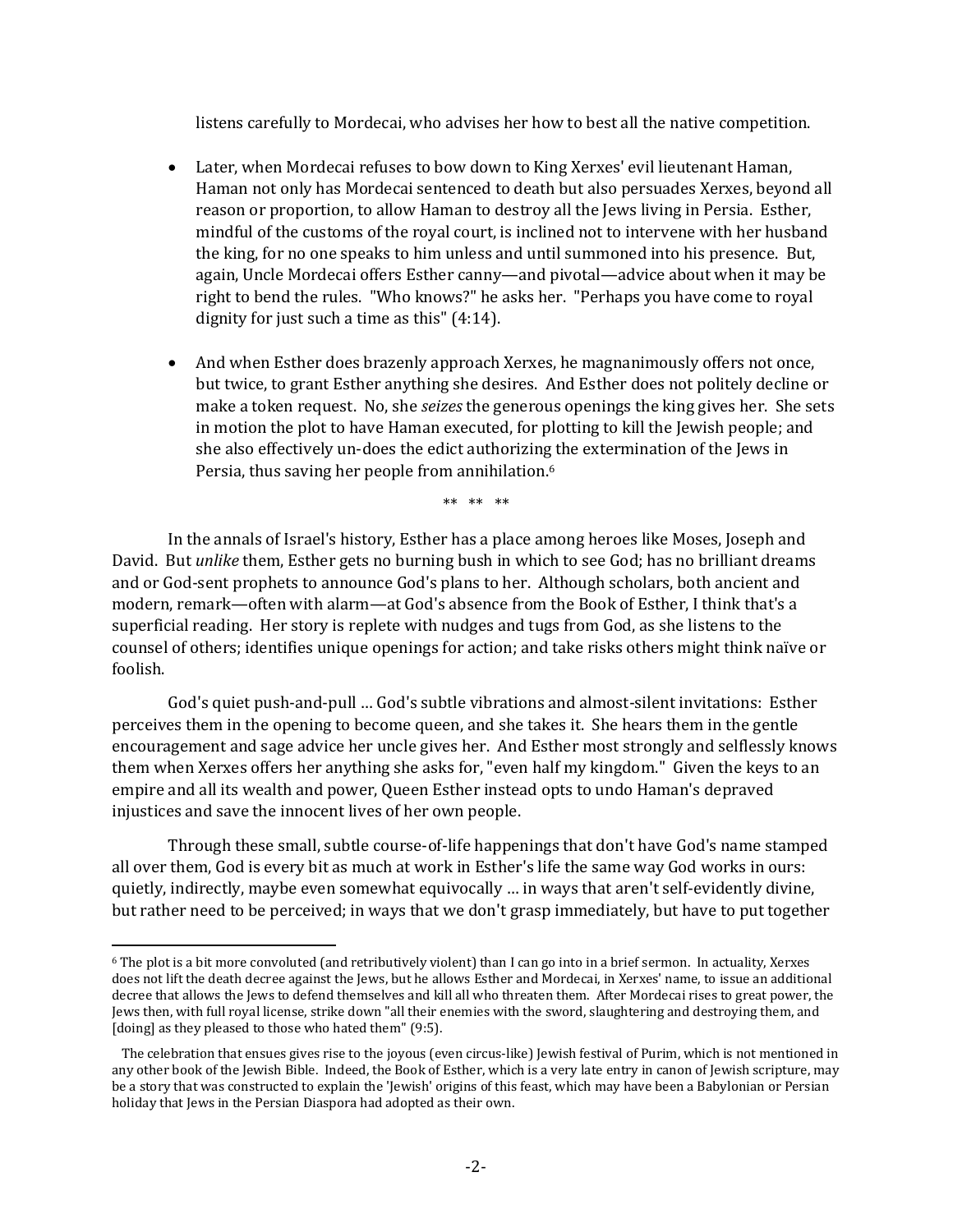listens carefully to Mordecai, who advises her how to best all the native competition.

- Later, when Mordecai refuses to bow down to King Xerxes' evil lieutenant Haman, Haman not only has Mordecai sentenced to death but also persuades Xerxes, beyond all reason or proportion, to allow Haman to destroy all the Jews living in Persia. Esther, mindful of the customs of the royal court, is inclined not to intervene with her husband the king, for no one speaks to him unless and until summoned into his presence. But, again, Uncle Mordecai offers Esther canny—and pivotal—advice about when it may be right to bend the rules. "Who knows?" he asks her. "Perhaps you have come to royal dignity for just such a time as this" (4:14).

- And when Esther does brazenly approach Xerxes, he magnanimously offers not once, but twice, to grant Esther anything she desires. And Esther does not politely decline or make a token request. No, she *seizes* the generous openings the king gives her. She sets in motion the plot to have Haman executed, for plotting to kill the Jewish people; and she also effectively un-does the edict authorizing the extermination of the Jews in Persia, thus saving her people from annihilation.[6]

** ** **

In the annals of Israel's history, Esther has a place among heroes like Moses, Joseph and David. But *unlike* them, Esther gets no burning bush in which to see God; has no brilliant dreams and or God-sent prophets to announce God's plans to her. Although scholars, both ancient and modern, remark—often with alarm—at God's absence from the Book of Esther, I think that's a superficial reading. Her story is replete with nudges and tugs from God, as she listens to the counsel of others; identifies unique openings for action; and take risks others might think naïve or foolish.

God's quiet push-and-pull … God's subtle vibrations and almost-silent invitations: Esther perceives them in the opening to become queen, and she takes it. She hears them in the gentle encouragement and sage advice her uncle gives her. And Esther most strongly and selflessly knows them when Xerxes offers her anything she asks for, "even half my kingdom." Given the keys to an empire and all its wealth and power, Queen Esther instead opts to undo Haman's depraved injustices and save the innocent lives of her own people.

Through these small, subtle course-of-life happenings that don't have God's name stamped all over them, God is every bit as much at work in Esther's life the same way God works in ours: quietly, indirectly, maybe even somewhat equivocally … in ways that aren't self-evidently divine, but rather need to be perceived; in ways that we don't grasp immediately, but have to put together

---

[6] The plot is a bit more convoluted (and retributively violent) than I can go into in a brief sermon. In actuality, Xerxes does not lift the death decree against the Jews, but he allows Esther and Mordecai, in Xerxes' name, to issue an additional decree that allows the Jews to defend themselves and kill all who threaten them. After Mordecai rises to great power, the Jews then, with full royal license, strike down "all their enemies with the sword, slaughtering and destroying them, and [doing] as they pleased to those who hated them" (9:5).

The celebration that ensues gives rise to the joyous (even circus-like) Jewish festival of Purim, which is not mentioned in any other book of the Jewish Bible. Indeed, the Book of Esther, which is a very late entry in canon of Jewish scripture, may be a story that was constructed to explain the 'Jewish' origins of this feast, which may have been a Babylonian or Persian holiday that Jews in the Persian Diaspora had adopted as their own.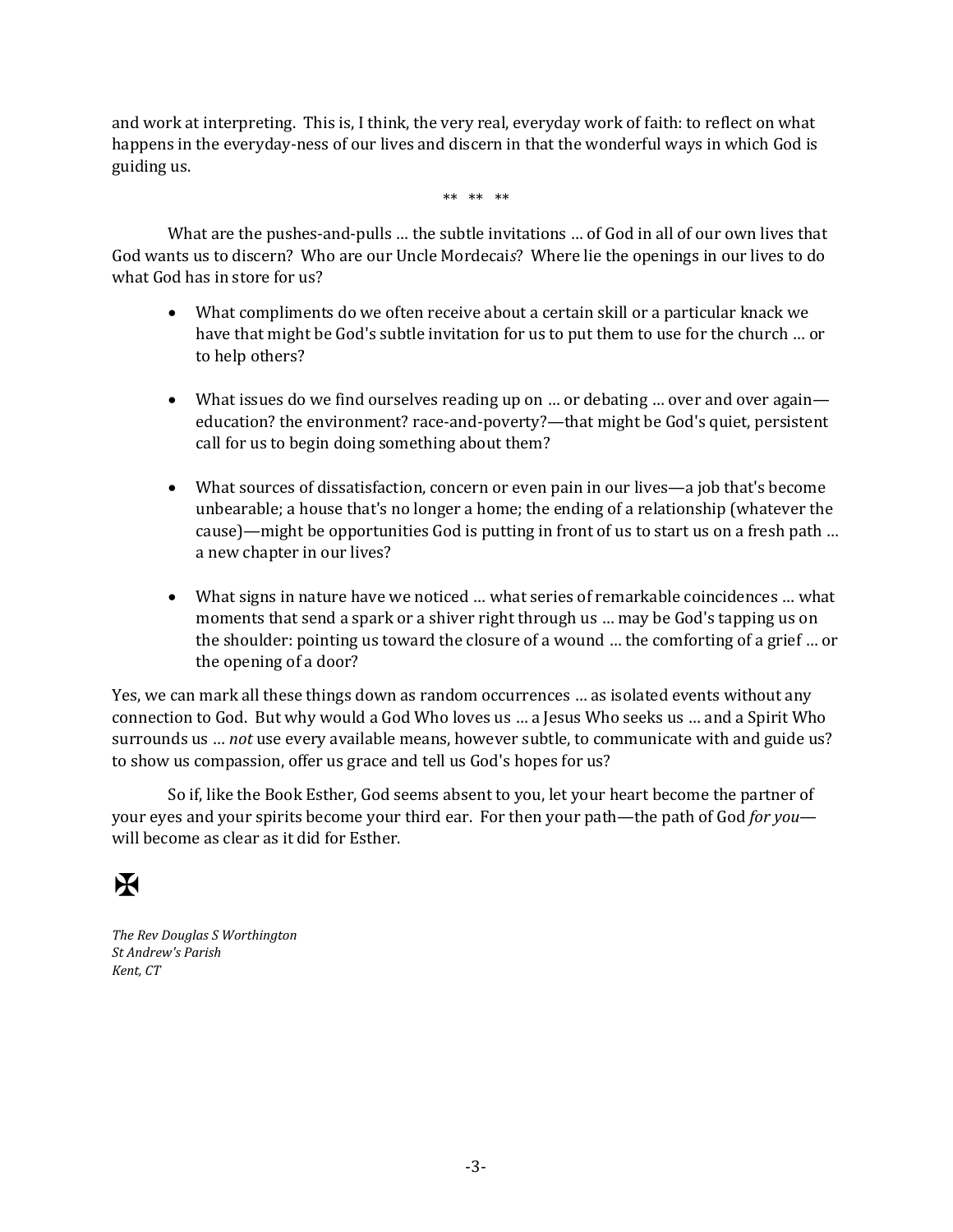and work at interpreting. This is, I think, the very real, everyday work of faith: to reflect on what happens in the everyday-ness of our lives and discern in that the wonderful ways in which God is guiding us.

** ** **

What are the pushes-and-pulls … the subtle invitations … of God in all of our own lives that God wants us to discern? Who are our Uncle Mordecai*s*? Where lie the openings in our lives to do what God has in store for us?

- What compliments do we often receive about a certain skill or a particular knack we have that might be God's subtle invitation for us to put them to use for the church … or to help others?

- What issues do we find ourselves reading up on … or debating … over and over again—education? the environment? race-and-poverty?—that might be God's quiet, persistent call for us to begin doing something about them?

- What sources of dissatisfaction, concern or even pain in our lives—a job that's become unbearable; a house that's no longer a home; the ending of a relationship (whatever the cause)—might be opportunities God is putting in front of us to start us on a fresh path … a new chapter in our lives?

- What signs in nature have we noticed … what series of remarkable coincidences … what moments that send a spark or a shiver right through us … may be God's tapping us on the shoulder: pointing us toward the closure of a wound … the comforting of a grief … or the opening of a door?

Yes, we can mark all these things down as random occurrences … as isolated events without any connection to God. But why would a God Who loves us … a Jesus Who seeks us … and a Spirit Who surrounds us … *not* use every available means, however subtle, to communicate with and guide us? to show us compassion, offer us grace and tell us God's hopes for us?

So if, like the Book Esther, God seems absent to you, let your heart become the partner of your eyes and your spirits become your third ear. For then your path—the path of God *for you*—will become as clear as it did for Esther.

✠

*The Rev Douglas S Worthington*
*St Andrew's Parish*
*Kent, CT*